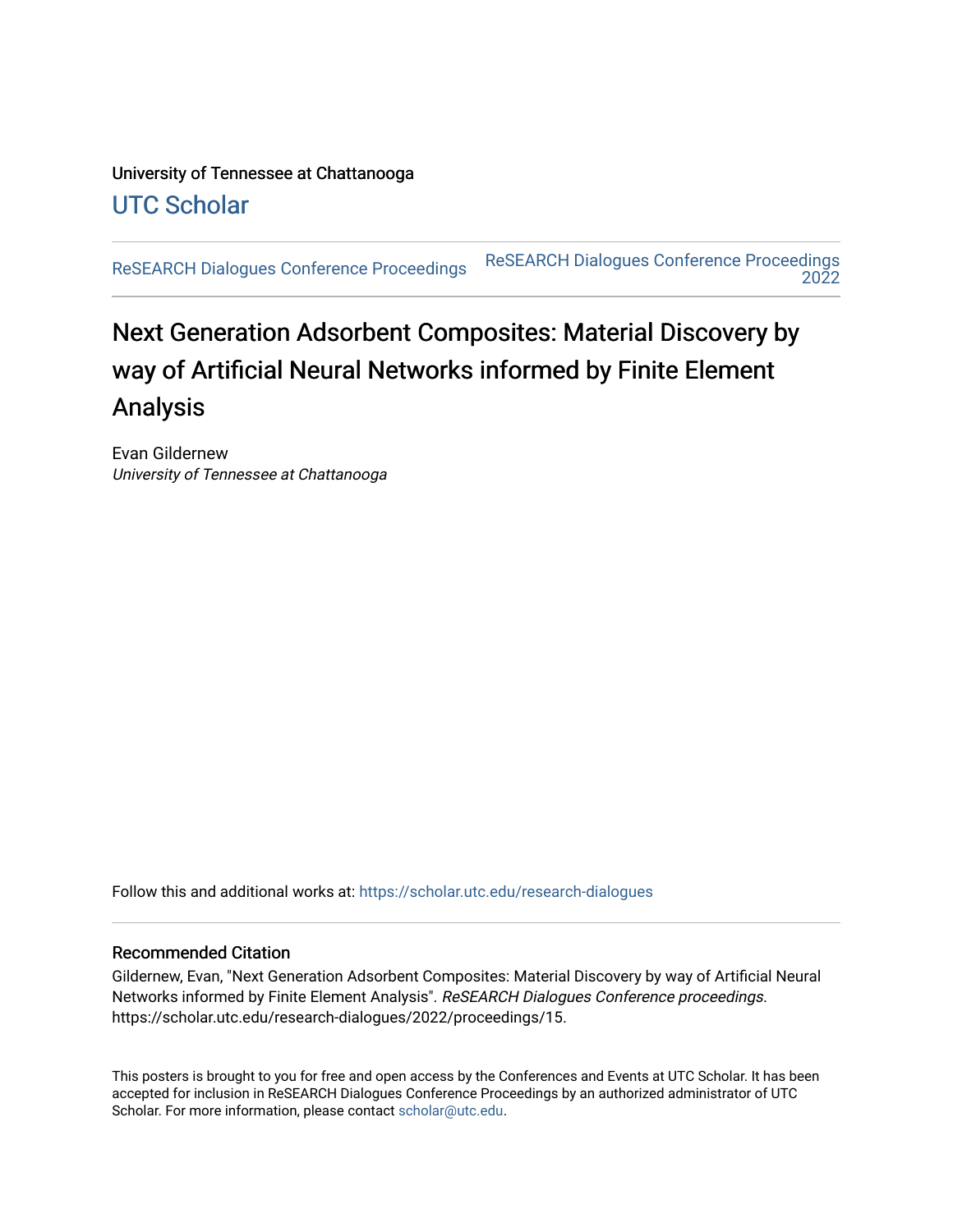University of Tennessee at Chattanooga

## UTC Scholar

ReSEARCH Dialogues Conference Proceedings | ReSEARCH Dialogues Conference Proceedings 2022

# Next Generation Adsorbent Composites: Material Discovery by way of Artificial Neural Networks informed by Finite Element Analysis

Evan Gildernew
*University of Tennessee at Chattanooga*

Follow this and additional works at: https://scholar.utc.edu/research-dialogues

### Recommended Citation

Gildernew, Evan, "Next Generation Adsorbent Composites: Material Discovery by way of Artificial Neural Networks informed by Finite Element Analysis". *ReSEARCH Dialogues Conference proceedings*. https://scholar.utc.edu/research-dialogues/2022/proceedings/15.

This posters is brought to you for free and open access by the Conferences and Events at UTC Scholar. It has been accepted for inclusion in ReSEARCH Dialogues Conference Proceedings by an authorized administrator of UTC Scholar. For more information, please contact scholar@utc.edu.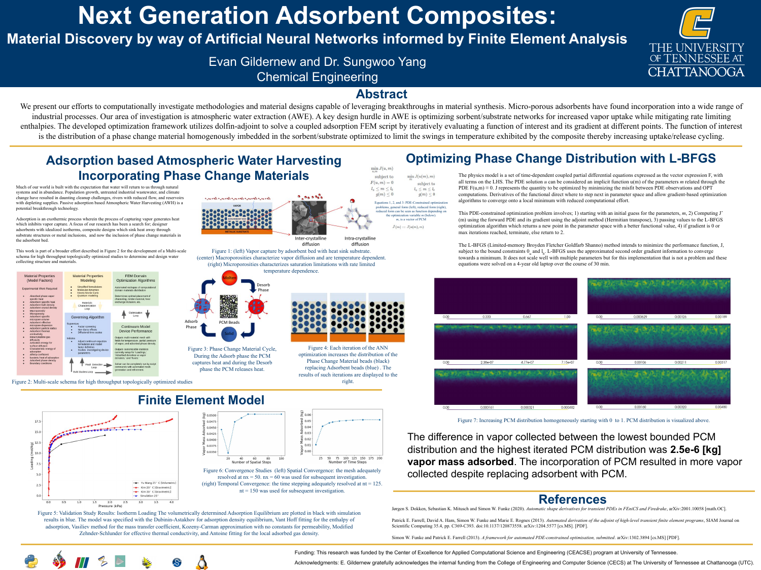# Next Generation Adsorbent Composites:

## Material Discovery by way of Artificial Neural Networks informed by Finite Element Analysis

Evan Gildernew and Dr. Sungwoo Yang

Chemical Engineering

THE UNIVERSITY OF TENNESSEE AT CHATTANOOGA

## Abstract

We present our efforts to computationally investigate methodologies and material designs capable of leveraging breakthroughs in material synthesis. Micro-porous adsorbents have found incorporation into a wide range of industrial processes. Our area of investigation is atmospheric water extraction (AWE). A key design hurdle in AWE is optimizing sorbent/substrate networks for increased vapor uptake while mitigating rate limiting enthalpies. The developed optimization framework utilizes dolfin-adjoint to solve a coupled adsorption FEM script by iteratively evaluating a function of interest and its gradient at different points. The function of interest is the distribution of a phase change material homogenously imbedded in the sorbent/substrate optimized to limit the swings in temperature exhibited by the composite thereby increasing uptake/release cycling.

## Adsorption based Atmospheric Water Harvesting Incorporating Phase Change Materials

Much of our world is built with the expectation that water will return to us through natural systems and in abundance. Population growth, untreated industrial wastewater, and climate change have resulted in daunting cleanup challenges, rivers with reduced flow, and reservoirs with depleting supplies. Passive adsorption based Atmospheric Water Harvesting (AWH) is a potential breakthrough technology.

Adsorption is an exothermic process wherein the process of capturing vapor generates heat which inhibits vapor capture. A focus of our research has been a search for; designer adsorbents with idealized isotherms, composite designs which sink heat away through substrate structures or metal inclusions, and now the inclusion of phase change materials in the adsorbent bed.

This work is part of a broader effort described in Figure 2 for the development of a Multi-scale schema for high throughput topologically optimized studies to determine and design water collecting structure and materials.

Figure 2: Multi-scale schema for high throughput topologically optimized studies

Figure 1: (left) Vapor capture by adsorbent bed with heat sink substrate. (center) Macroporosities characterize vapor diffusion and are temperature dependent. (right) Microporosities characterizes saturation limitations with rate limited temperature dependence.

Figure 3: Phase Change Material Cycle, During the Adsorb phase the PCM captures heat and during the Desorb phase the PCM releases heat.

Figure 4: Each iteration of the ANN optimization increases the distribution of the Phase Change Material beads (black) replacing Adsorbent beads (blue) . The results of such iterations are displayed to the right.

$$\min_{u,m} J(u,m) \quad \text{subject to} \quad F(u,m)=0,\quad l_b \le m \le l_b,\quad g(m)\le 0$$

$$\min_{m} J(u(m),m) \quad \text{subject to} \quad l_b \le m \le l_b,\quad g(m)\le 0$$

$$J(m) := J(u(m),m)$$

Equations 1, 2, and 3: PDE-Constrained optimization problems, general form (left), reduced form (right), reduced form can be seen as function depending on the optimization variable $m$ (below). $m$, is a vector of PCM

## Finite Element Model

Figure 5: Validation Study Results: Isotherm Loading The volumetrically determined Adsorption Equilibrium are plotted in black with simulation results in blue. The model was specified with the Dubinin-Astakhov for adsorption density equilibrium, Vant Hoff fitting for the enthalpy of adsorption, Vasiliev method for the mass transfer coefficient, Kozeny-Carman approximation with no constants for permeability, Modified Zehnder-Schlunder for effective thermal conductivity, and Antoine fitting for the local adsorbed gas density.

Figure 6: Convergence Studies (left) Spatial Convergence: the mesh adequately resolved at nx = 50. nx = 60 was used for subsequent investigation. (right) Temporal Convergence: the time stepping adequately resolved at nt = 125. nt = 150 was used for subsequent investigation.

## Optimizing Phase Change Distribution with L-BFGS

The physics model is a set of time-dependent coupled partial differential equations expressed as the vector expression F, with all terms on the LHS. The PDE solution $u$ can be considered an implicit function u(m) of the parameters $m$ related through the PDE F(u,m) ≡ 0. J represents the quantity to be optimized by minimizing the misfit between PDE observations and OPT computations. Derivatives of the functional direct where to step next in parameter space and allow gradient-based optimization algorithms to converge onto a local minimum with reduced computational effort.

This PDE-constrained optimization problem involves; 1) starting with an initial guess for the parameters, $m$, 2) Computing J`(m) using the forward PDE and its gradient using the adjoint method (Hermitian transpose), 3) passing values to the L-BFGS optimization algorithm which returns a new point in the parameter space with a better functional value, 4) if gradient is 0 or max iterations reached, terminate, else return to 2.

The L-BFGS (Limited-memory Broyden Fletcher Goldfarb Shanno) method intends to minimize the performance function, J, subject to the bound constraints $0_u$ and $l_b$. L-BFGS uses the approximated second order gradient information to converge towards a minimum. It does not scale well with multiple parameters but for this implementation that is not a problem and these equations were solved on a 4-year old laptop over the course of 30 min.

Figure 7: Increasing PCM distribution homogeneously starting with 0 to 1. PCM distribution is visualized above.

The difference in vapor collected between the lowest bounded PCM distribution and the highest iterated PCM distribution was **2.5e-6 [kg] vapor mass adsorbed**. The incorporation of PCM resulted in more vapor collected despite replacing adsorbent with PCM.

## References

Jørgen S. Dokken, Sebastian K. Mitusch and Simon W. Funke (2020). *Automatic shape derivatives for transient PDEs in FEniCS and Firedrake*, arXiv:2001.10058 [math.OC].

Patrick E. Farrell, David A. Ham, Simon W. Funke and Marie E. Rognes (2013). *Automated derivation of the adjoint of high-level transient finite element programs*, SIAM Journal on Scientific Computing 35.4, pp. C369-C393. doi:10.1137/120873558. arXiv:1204.5577 [cs.MS]. [PDF].

Simon W. Funke and Patrick E. Farrell (2013). *A framework for automated PDE-constrained optimisation, submitted*. arXiv:1302.3894 [cs.MS] [PDF].

Funding: This research was funded by the Center of Excellence for Applied Computational Science and Engineering (CEACSE) program at University of Tennessee.

Acknowledgments: E. Gildernew gratefully acknowledges the internal funding from the College of Engineering and Computer Science (CECS) at The University of Tennessee at Chattanooga (UTC).